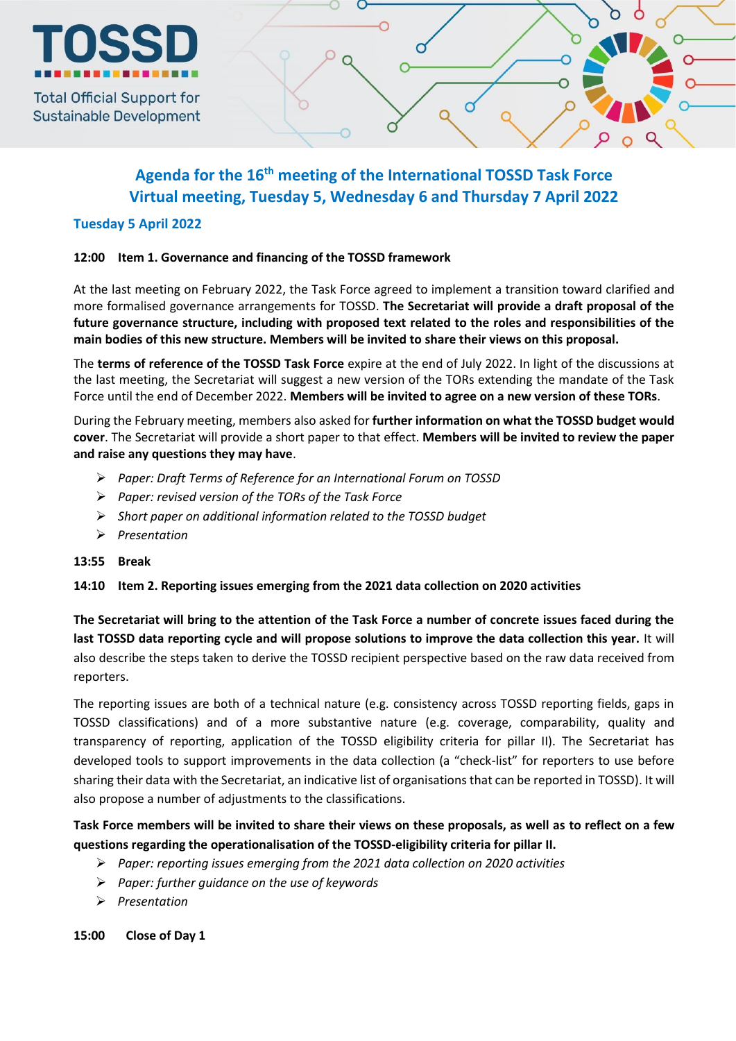**TOSSD**

Total Official Support for Sustainable Development

## Agenda for the 16th meeting of the International TOSSD Task Force
## Virtual meeting, Tuesday 5, Wednesday 6 and Thursday 7 April 2022

### Tuesday 5 April 2022

**12:00 Item 1. Governance and financing of the TOSSD framework**

At the last meeting on February 2022, the Task Force agreed to implement a transition toward clarified and more formalised governance arrangements for TOSSD. **The Secretariat will provide a draft proposal of the future governance structure, including with proposed text related to the roles and responsibilities of the main bodies of this new structure. Members will be invited to share their views on this proposal.**

The **terms of reference of the TOSSD Task Force** expire at the end of July 2022. In light of the discussions at the last meeting, the Secretariat will suggest a new version of the TORs extending the mandate of the Task Force until the end of December 2022. **Members will be invited to agree on a new version of these TORs**.

During the February meeting, members also asked for **further information on what the TOSSD budget would cover**. The Secretariat will provide a short paper to that effect. **Members will be invited to review the paper and raise any questions they may have**.

- *Paper: Draft Terms of Reference for an International Forum on TOSSD*
- *Paper: revised version of the TORs of the Task Force*
- *Short paper on additional information related to the TOSSD budget*
- *Presentation*

**13:55 Break**

**14:10 Item 2. Reporting issues emerging from the 2021 data collection on 2020 activities**

**The Secretariat will bring to the attention of the Task Force a number of concrete issues faced during the last TOSSD data reporting cycle and will propose solutions to improve the data collection this year.** It will also describe the steps taken to derive the TOSSD recipient perspective based on the raw data received from reporters.

The reporting issues are both of a technical nature (e.g. consistency across TOSSD reporting fields, gaps in TOSSD classifications) and of a more substantive nature (e.g. coverage, comparability, quality and transparency of reporting, application of the TOSSD eligibility criteria for pillar II). The Secretariat has developed tools to support improvements in the data collection (a "check-list" for reporters to use before sharing their data with the Secretariat, an indicative list of organisations that can be reported in TOSSD). It will also propose a number of adjustments to the classifications.

**Task Force members will be invited to share their views on these proposals, as well as to reflect on a few questions regarding the operationalisation of the TOSSD-eligibility criteria for pillar II.**

- *Paper: reporting issues emerging from the 2021 data collection on 2020 activities*
- *Paper: further guidance on the use of keywords*
- *Presentation*

**15:00 Close of Day 1**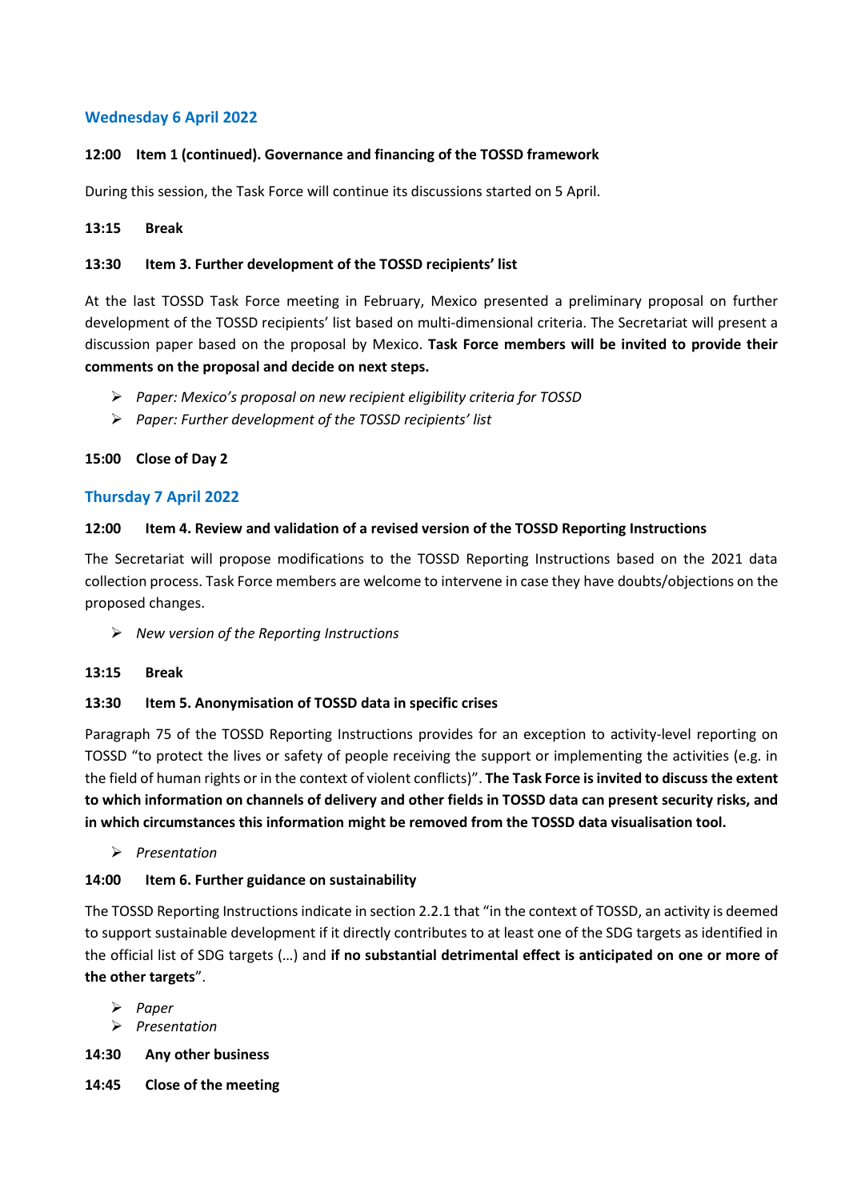## Wednesday 6 April 2022

**12:00 Item 1 (continued). Governance and financing of the TOSSD framework**

During this session, the Task Force will continue its discussions started on 5 April.

**13:15 Break**

**13:30 Item 3. Further development of the TOSSD recipients' list**

At the last TOSSD Task Force meeting in February, Mexico presented a preliminary proposal on further development of the TOSSD recipients' list based on multi-dimensional criteria. The Secretariat will present a discussion paper based on the proposal by Mexico. **Task Force members will be invited to provide their comments on the proposal and decide on next steps.**

- *Paper: Mexico's proposal on new recipient eligibility criteria for TOSSD*
- *Paper: Further development of the TOSSD recipients' list*

**15:00 Close of Day 2**

## Thursday 7 April 2022

**12:00 Item 4. Review and validation of a revised version of the TOSSD Reporting Instructions**

The Secretariat will propose modifications to the TOSSD Reporting Instructions based on the 2021 data collection process. Task Force members are welcome to intervene in case they have doubts/objections on the proposed changes.

- *New version of the Reporting Instructions*

**13:15 Break**

**13:30 Item 5. Anonymisation of TOSSD data in specific crises**

Paragraph 75 of the TOSSD Reporting Instructions provides for an exception to activity-level reporting on TOSSD "to protect the lives or safety of people receiving the support or implementing the activities (e.g. in the field of human rights or in the context of violent conflicts)". **The Task Force is invited to discuss the extent to which information on channels of delivery and other fields in TOSSD data can present security risks, and in which circumstances this information might be removed from the TOSSD data visualisation tool.**

- *Presentation*

**14:00 Item 6. Further guidance on sustainability**

The TOSSD Reporting Instructions indicate in section 2.2.1 that "in the context of TOSSD, an activity is deemed to support sustainable development if it directly contributes to at least one of the SDG targets as identified in the official list of SDG targets (…) and **if no substantial detrimental effect is anticipated on one or more of the other targets**".

- *Paper*
- *Presentation*

**14:30 Any other business**

**14:45 Close of the meeting**